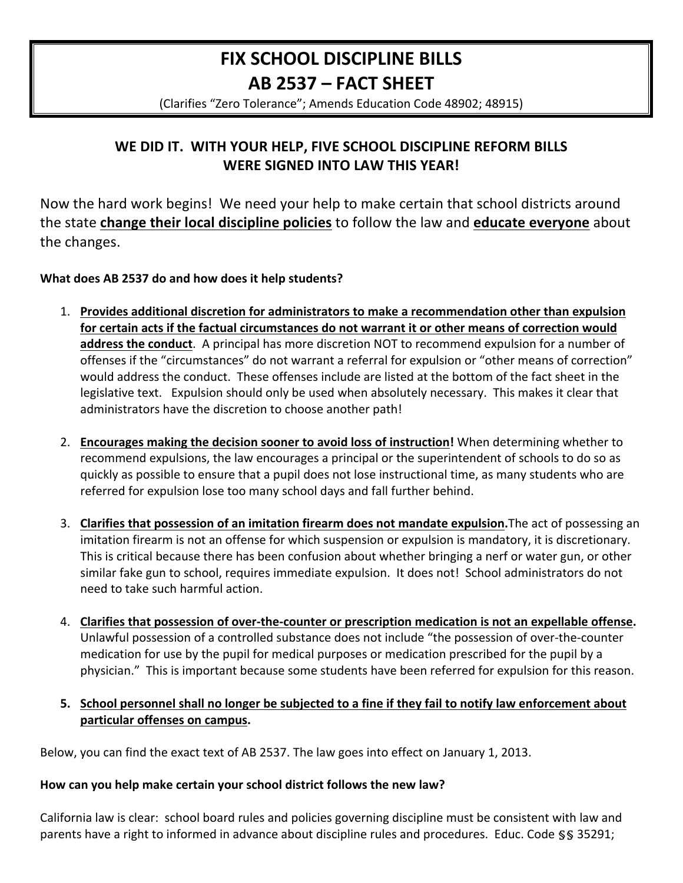# FIX SCHOOL DISCIPLINE BILLS
# AB 2537 – FACT SHEET

(Clarifies "Zero Tolerance"; Amends Education Code 48902; 48915)

## WE DID IT. WITH YOUR HELP, FIVE SCHOOL DISCIPLINE REFORM BILLS WERE SIGNED INTO LAW THIS YEAR!

Now the hard work begins! We need your help to make certain that school districts around the state **change their local discipline policies** to follow the law and **educate everyone** about the changes.

**What does AB 2537 do and how does it help students?**

1. **Provides additional discretion for administrators to make a recommendation other than expulsion for certain acts if the factual circumstances do not warrant it or other means of correction would address the conduct**. A principal has more discretion NOT to recommend expulsion for a number of offenses if the "circumstances" do not warrant a referral for expulsion or "other means of correction" would address the conduct. These offenses include are listed at the bottom of the fact sheet in the legislative text. Expulsion should only be used when absolutely necessary. This makes it clear that administrators have the discretion to choose another path!

2. **Encourages making the decision sooner to avoid loss of instruction!** When determining whether to recommend expulsions, the law encourages a principal or the superintendent of schools to do so as quickly as possible to ensure that a pupil does not lose instructional time, as many students who are referred for expulsion lose too many school days and fall further behind.

3. **Clarifies that possession of an imitation firearm does not mandate expulsion.** The act of possessing an imitation firearm is not an offense for which suspension or expulsion is mandatory, it is discretionary. This is critical because there has been confusion about whether bringing a nerf or water gun, or other similar fake gun to school, requires immediate expulsion. It does not! School administrators do not need to take such harmful action.

4. **Clarifies that possession of over-the-counter or prescription medication is not an expellable offense.** Unlawful possession of a controlled substance does not include "the possession of over-the-counter medication for use by the pupil for medical purposes or medication prescribed for the pupil by a physician." This is important because some students have been referred for expulsion for this reason.

5. **School personnel shall no longer be subjected to a fine if they fail to notify law enforcement about particular offenses on campus.**

Below, you can find the exact text of AB 2537. The law goes into effect on January 1, 2013.

**How can you help make certain your school district follows the new law?**

California law is clear: school board rules and policies governing discipline must be consistent with law and parents have a right to informed in advance about discipline rules and procedures. Educ. Code §§ 35291;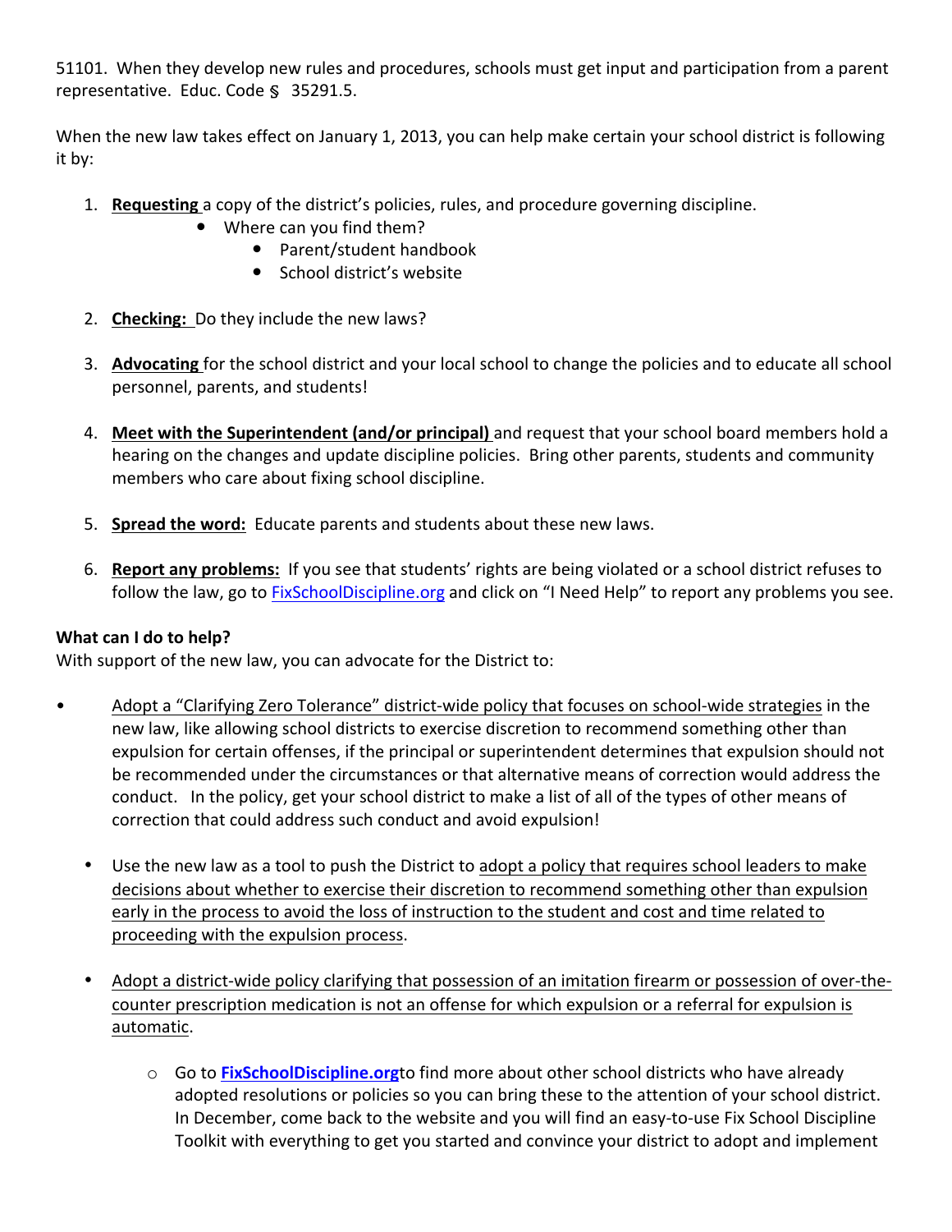51101. When they develop new rules and procedures, schools must get input and participation from a parent representative. Educ. Code § 35291.5.

When the new law takes effect on January 1, 2013, you can help make certain your school district is following it by:

1. **Requesting** a copy of the district's policies, rules, and procedure governing discipline.
   - Where can you find them?
     - Parent/student handbook
     - School district's website

2. **Checking:** Do they include the new laws?

3. **Advocating** for the school district and your local school to change the policies and to educate all school personnel, parents, and students!

4. **Meet with the Superintendent (and/or principal)** and request that your school board members hold a hearing on the changes and update discipline policies. Bring other parents, students and community members who care about fixing school discipline.

5. **Spread the word:** Educate parents and students about these new laws.

6. **Report any problems:** If you see that students' rights are being violated or a school district refuses to follow the law, go to FixSchoolDiscipline.org and click on "I Need Help" to report any problems you see.

**What can I do to help?**

With support of the new law, you can advocate for the District to:

- Adopt a "Clarifying Zero Tolerance" district-wide policy that focuses on school-wide strategies in the new law, like allowing school districts to exercise discretion to recommend something other than expulsion for certain offenses, if the principal or superintendent determines that expulsion should not be recommended under the circumstances or that alternative means of correction would address the conduct. In the policy, get your school district to make a list of all of the types of other means of correction that could address such conduct and avoid expulsion!

- Use the new law as a tool to push the District to adopt a policy that requires school leaders to make decisions about whether to exercise their discretion to recommend something other than expulsion early in the process to avoid the loss of instruction to the student and cost and time related to proceeding with the expulsion process.

- Adopt a district-wide policy clarifying that possession of an imitation firearm or possession of over-the-counter prescription medication is not an offense for which expulsion or a referral for expulsion is automatic.

  - Go to **FixSchoolDiscipline.org**to find more about other school districts who have already adopted resolutions or policies so you can bring these to the attention of your school district. In December, come back to the website and you will find an easy-to-use Fix School Discipline Toolkit with everything to get you started and convince your district to adopt and implement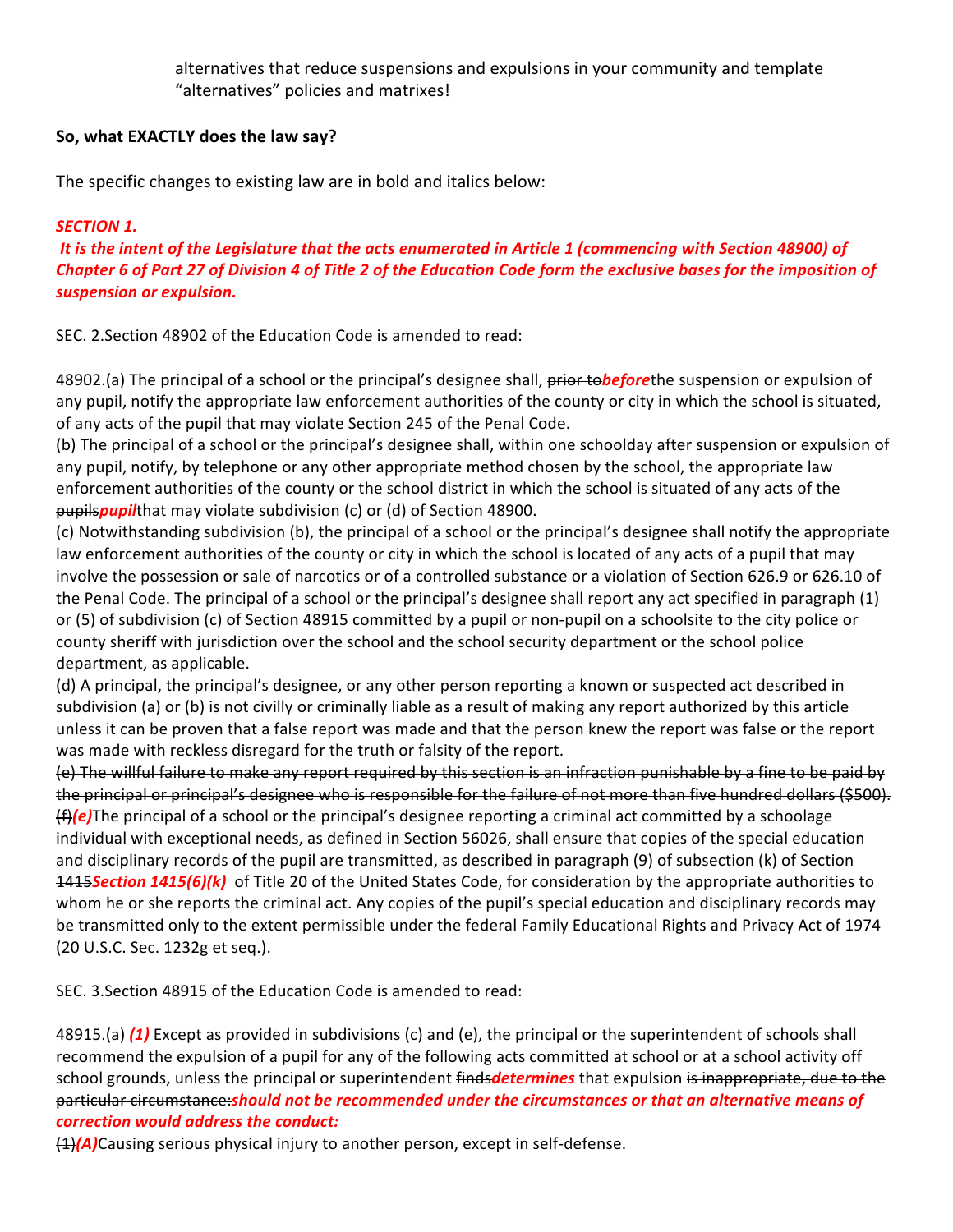alternatives that reduce suspensions and expulsions in your community and template "alternatives" policies and matrixes!

**So, what EXACTLY does the law say?**

The specific changes to existing law are in bold and italics below:

***SECTION 1.***

***It is the intent of the Legislature that the acts enumerated in Article 1 (commencing with Section 48900) of Chapter 6 of Part 27 of Division 4 of Title 2 of the Education Code form the exclusive bases for the imposition of suspension or expulsion.***

SEC. 2.Section 48902 of the Education Code is amended to read:

48902.(a) The principal of a school or the principal's designee shall, ~~prior to~~***before***the suspension or expulsion of any pupil, notify the appropriate law enforcement authorities of the county or city in which the school is situated, of any acts of the pupil that may violate Section 245 of the Penal Code.

(b) The principal of a school or the principal's designee shall, within one schoolday after suspension or expulsion of any pupil, notify, by telephone or any other appropriate method chosen by the school, the appropriate law enforcement authorities of the county or the school district in which the school is situated of any acts of the ~~pupils~~***pupil***that may violate subdivision (c) or (d) of Section 48900.

(c) Notwithstanding subdivision (b), the principal of a school or the principal's designee shall notify the appropriate law enforcement authorities of the county or city in which the school is located of any acts of a pupil that may involve the possession or sale of narcotics or of a controlled substance or a violation of Section 626.9 or 626.10 of the Penal Code. The principal of a school or the principal's designee shall report any act specified in paragraph (1) or (5) of subdivision (c) of Section 48915 committed by a pupil or non-pupil on a schoolsite to the city police or county sheriff with jurisdiction over the school and the school security department or the school police department, as applicable.

(d) A principal, the principal's designee, or any other person reporting a known or suspected act described in subdivision (a) or (b) is not civilly or criminally liable as a result of making any report authorized by this article unless it can be proven that a false report was made and that the person knew the report was false or the report was made with reckless disregard for the truth or falsity of the report.

~~(e) The willful failure to make any report required by this section is an infraction punishable by a fine to be paid by the principal or principal's designee who is responsible for the failure of not more than five hundred dollars ($500).~~

~~(f)~~***(e)***The principal of a school or the principal's designee reporting a criminal act committed by a schoolage individual with exceptional needs, as defined in Section 56026, shall ensure that copies of the special education and disciplinary records of the pupil are transmitted, as described in ~~paragraph (9) of subsection (k) of Section 1415~~***Section 1415(6)(k)*** of Title 20 of the United States Code, for consideration by the appropriate authorities to whom he or she reports the criminal act. Any copies of the pupil's special education and disciplinary records may be transmitted only to the extent permissible under the federal Family Educational Rights and Privacy Act of 1974 (20 U.S.C. Sec. 1232g et seq.).

SEC. 3.Section 48915 of the Education Code is amended to read:

48915.(a) ***(1)*** Except as provided in subdivisions (c) and (e), the principal or the superintendent of schools shall recommend the expulsion of a pupil for any of the following acts committed at school or at a school activity off school grounds, unless the principal or superintendent ~~finds~~***determines*** that expulsion ~~is inappropriate, due to the particular circumstance:~~***should not be recommended under the circumstances or that an alternative means of correction would address the conduct:***

~~(1)~~***(A)***Causing serious physical injury to another person, except in self-defense.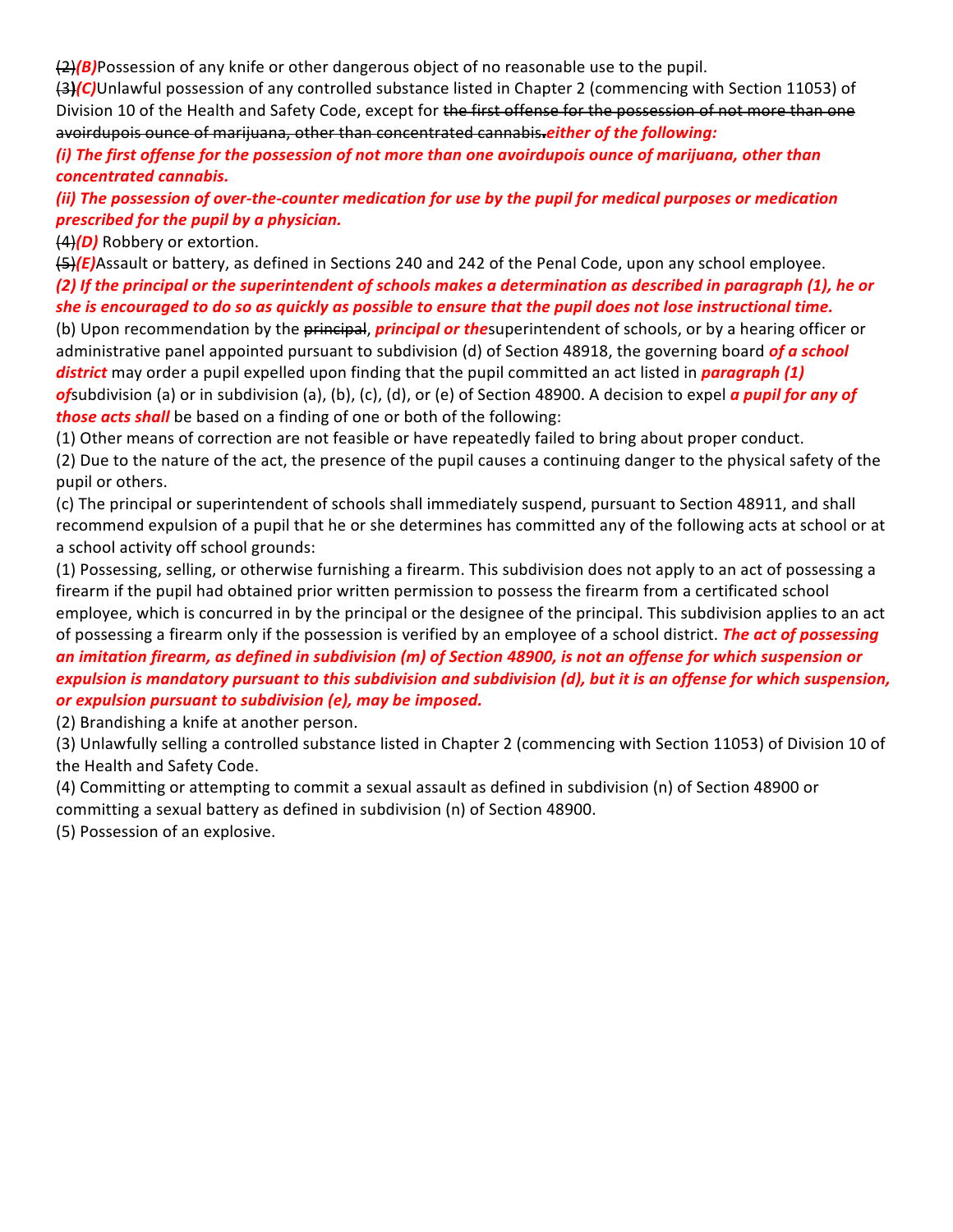~~(2)~~***(B)***Possession of any knife or other dangerous object of no reasonable use to the pupil.

~~(3)~~***(C)***Unlawful possession of any controlled substance listed in Chapter 2 (commencing with Section 11053) of Division 10 of the Health and Safety Code, except for ~~the first offense for the possession of not more than one avoirdupois ounce of marijuana, other than concentrated cannabis.~~***either of the following:***

***(i) The first offense for the possession of not more than one avoirdupois ounce of marijuana, other than concentrated cannabis.***

***(ii) The possession of over-the-counter medication for use by the pupil for medical purposes or medication prescribed for the pupil by a physician.***

~~(4)~~***(D)*** Robbery or extortion.

~~(5)~~***(E)***Assault or battery, as defined in Sections 240 and 242 of the Penal Code, upon any school employee.

***(2) If the principal or the superintendent of schools makes a determination as described in paragraph (1), he or she is encouraged to do so as quickly as possible to ensure that the pupil does not lose instructional time.***

(b) Upon recommendation by the ~~principal~~, ***principal or the***superintendent of schools, or by a hearing officer or administrative panel appointed pursuant to subdivision (d) of Section 48918, the governing board ***of a school district*** may order a pupil expelled upon finding that the pupil committed an act listed in ***paragraph (1) of***subdivision (a) or in subdivision (a), (b), (c), (d), or (e) of Section 48900. A decision to expel ***a pupil for any of those acts shall*** be based on a finding of one or both of the following:

(1) Other means of correction are not feasible or have repeatedly failed to bring about proper conduct.

(2) Due to the nature of the act, the presence of the pupil causes a continuing danger to the physical safety of the pupil or others.

(c) The principal or superintendent of schools shall immediately suspend, pursuant to Section 48911, and shall recommend expulsion of a pupil that he or she determines has committed any of the following acts at school or at a school activity off school grounds:

(1) Possessing, selling, or otherwise furnishing a firearm. This subdivision does not apply to an act of possessing a firearm if the pupil had obtained prior written permission to possess the firearm from a certificated school employee, which is concurred in by the principal or the designee of the principal. This subdivision applies to an act of possessing a firearm only if the possession is verified by an employee of a school district. ***The act of possessing an imitation firearm, as defined in subdivision (m) of Section 48900, is not an offense for which suspension or expulsion is mandatory pursuant to this subdivision and subdivision (d), but it is an offense for which suspension, or expulsion pursuant to subdivision (e), may be imposed.***

(2) Brandishing a knife at another person.

(3) Unlawfully selling a controlled substance listed in Chapter 2 (commencing with Section 11053) of Division 10 of the Health and Safety Code.

(4) Committing or attempting to commit a sexual assault as defined in subdivision (n) of Section 48900 or committing a sexual battery as defined in subdivision (n) of Section 48900.

(5) Possession of an explosive.